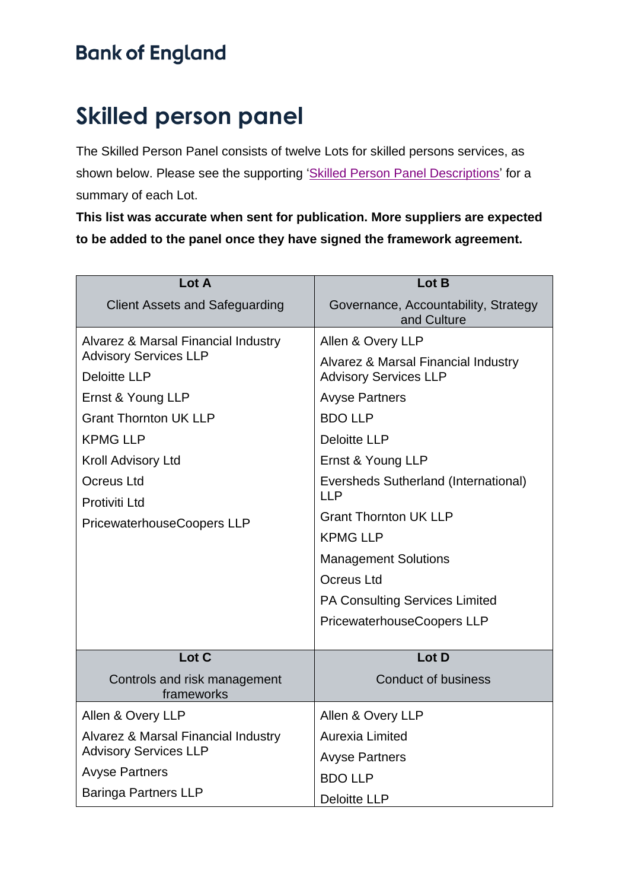# Bank of England

# Skilled person panel

The Skilled Person Panel consists of twelve Lots for skilled persons services, as shown below. Please see the supporting 'Skilled Person Panel Descriptions' for a summary of each Lot.

**This list was accurate when sent for publication. More suppliers are expected to be added to the panel once they have signed the framework agreement.**

| Lot A<br>Client Assets and Safeguarding | Lot B<br>Governance, Accountability, Strategy and Culture |
|---|---|
| Alvarez & Marsal Financial Industry Advisory Services LLP<br>Deloitte LLP<br>Ernst & Young LLP<br>Grant Thornton UK LLP<br>KPMG LLP<br>Kroll Advisory Ltd<br>Ocreus Ltd<br>Protiviti Ltd<br>PricewaterhouseCoopers LLP | Allen & Overy LLP<br>Alvarez & Marsal Financial Industry Advisory Services LLP<br>Avyse Partners<br>BDO LLP<br>Deloitte LLP<br>Ernst & Young LLP<br>Eversheds Sutherland (International) LLP<br>Grant Thornton UK LLP<br>KPMG LLP<br>Management Solutions<br>Ocreus Ltd<br>PA Consulting Services Limited<br>PricewaterhouseCoopers LLP |
| **Lot C**<br>Controls and risk management frameworks | **Lot D**<br>Conduct of business |
| Allen & Overy LLP<br>Alvarez & Marsal Financial Industry Advisory Services LLP<br>Avyse Partners<br>Baringa Partners LLP | Allen & Overy LLP<br>Aurexia Limited<br>Avyse Partners<br>BDO LLP<br>Deloitte LLP |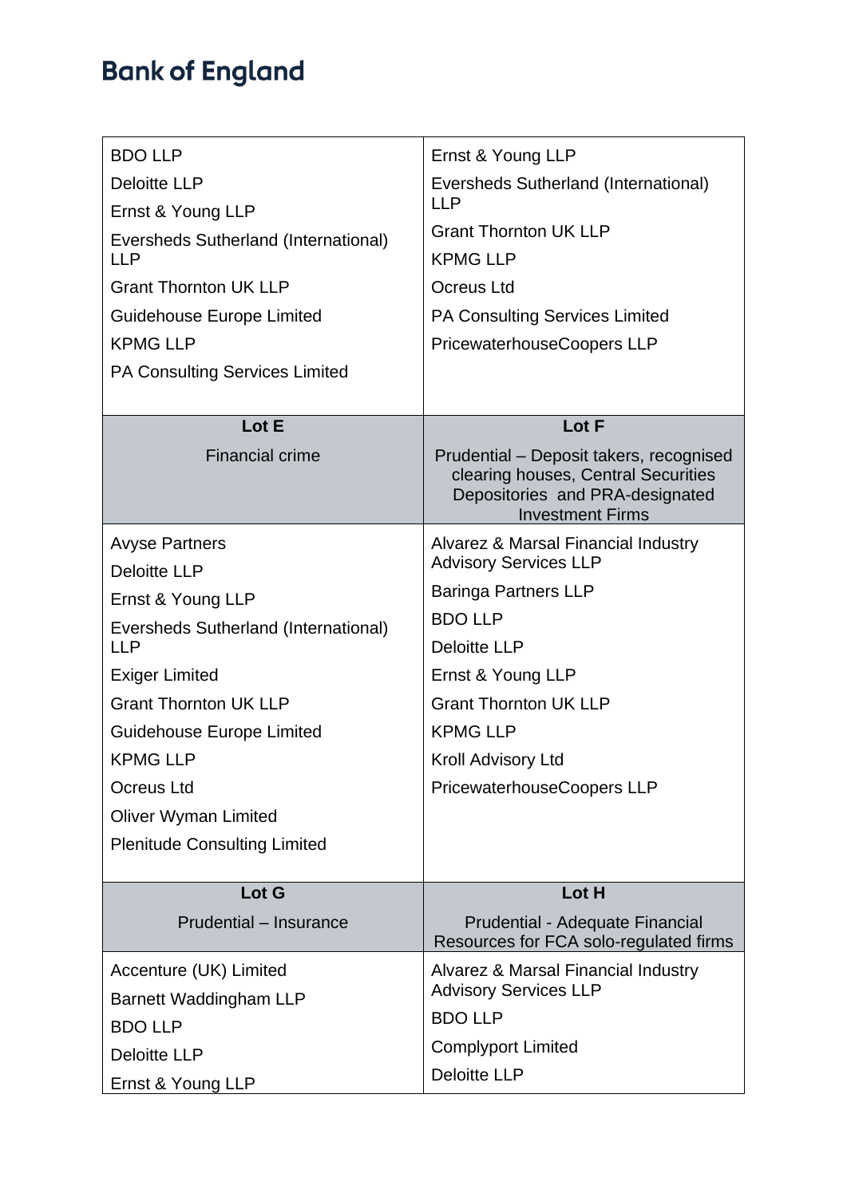| | |
|---|---|
| BDO LLP<br>Deloitte LLP<br>Ernst & Young LLP<br>Eversheds Sutherland (International) LLP<br>Grant Thornton UK LLP<br>Guidehouse Europe Limited<br>KPMG LLP<br>PA Consulting Services Limited | Ernst & Young LLP<br>Eversheds Sutherland (International) LLP<br>Grant Thornton UK LLP<br>KPMG LLP<br>Ocreus Ltd<br>PA Consulting Services Limited<br>PricewaterhouseCoopers LLP |
| **Lot E**<br>Financial crime | **Lot F**<br>Prudential – Deposit takers, recognised clearing houses, Central Securities Depositories and PRA-designated Investment Firms |
| Avyse Partners<br>Deloitte LLP<br>Ernst & Young LLP<br>Eversheds Sutherland (International) LLP<br>Exiger Limited<br>Grant Thornton UK LLP<br>Guidehouse Europe Limited<br>KPMG LLP<br>Ocreus Ltd<br>Oliver Wyman Limited<br>Plenitude Consulting Limited | Alvarez & Marsal Financial Industry Advisory Services LLP<br>Baringa Partners LLP<br>BDO LLP<br>Deloitte LLP<br>Ernst & Young LLP<br>Grant Thornton UK LLP<br>KPMG LLP<br>Kroll Advisory Ltd<br>PricewaterhouseCoopers LLP |
| **Lot G**<br>Prudential – Insurance | **Lot H**<br>Prudential - Adequate Financial Resources for FCA solo-regulated firms |
| Accenture (UK) Limited<br>Barnett Waddingham LLP<br>BDO LLP<br>Deloitte LLP<br>Ernst & Young LLP | Alvarez & Marsal Financial Industry Advisory Services LLP<br>BDO LLP<br>Complyport Limited<br>Deloitte LLP |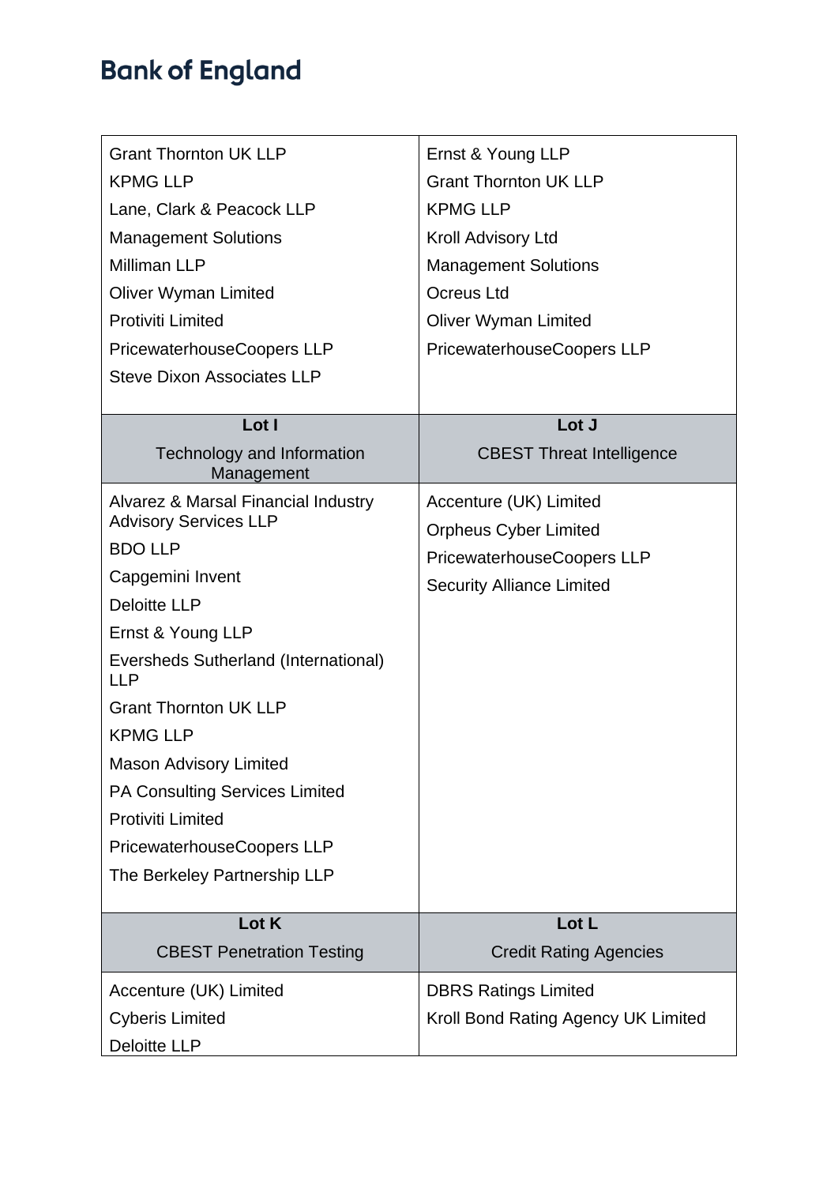| | |
|---|---|
| Grant Thornton UK LLP<br>KPMG LLP<br>Lane, Clark & Peacock LLP<br>Management Solutions<br>Milliman LLP<br>Oliver Wyman Limited<br>Protiviti Limited<br>PricewaterhouseCoopers LLP<br>Steve Dixon Associates LLP | Ernst & Young LLP<br>Grant Thornton UK LLP<br>KPMG LLP<br>Kroll Advisory Ltd<br>Management Solutions<br>Ocreus Ltd<br>Oliver Wyman Limited<br>PricewaterhouseCoopers LLP |
| **Lot I**<br>Technology and Information Management | **Lot J**<br>CBEST Threat Intelligence |
| Alvarez & Marsal Financial Industry Advisory Services LLP<br>BDO LLP<br>Capgemini Invent<br>Deloitte LLP<br>Ernst & Young LLP<br>Eversheds Sutherland (International) LLP<br>Grant Thornton UK LLP<br>KPMG LLP<br>Mason Advisory Limited<br>PA Consulting Services Limited<br>Protiviti Limited<br>PricewaterhouseCoopers LLP<br>The Berkeley Partnership LLP | Accenture (UK) Limited<br>Orpheus Cyber Limited<br>PricewaterhouseCoopers LLP<br>Security Alliance Limited |
| **Lot K**<br>CBEST Penetration Testing | **Lot L**<br>Credit Rating Agencies |
| Accenture (UK) Limited<br>Cyberis Limited<br>Deloitte LLP | DBRS Ratings Limited<br>Kroll Bond Rating Agency UK Limited |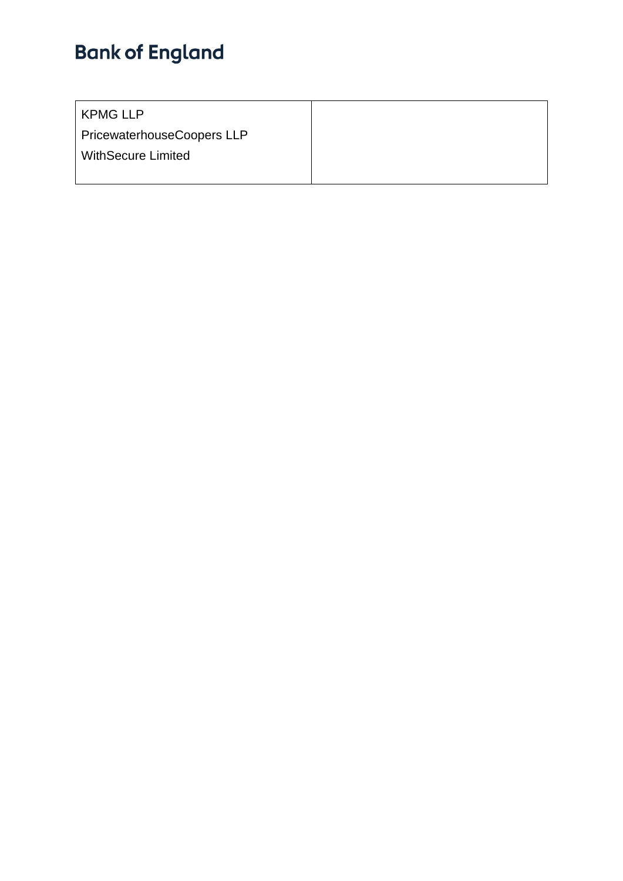| | |
|---|---|
| KPMG LLP<br>PricewaterhouseCoopers LLP<br>WithSecure Limited | |